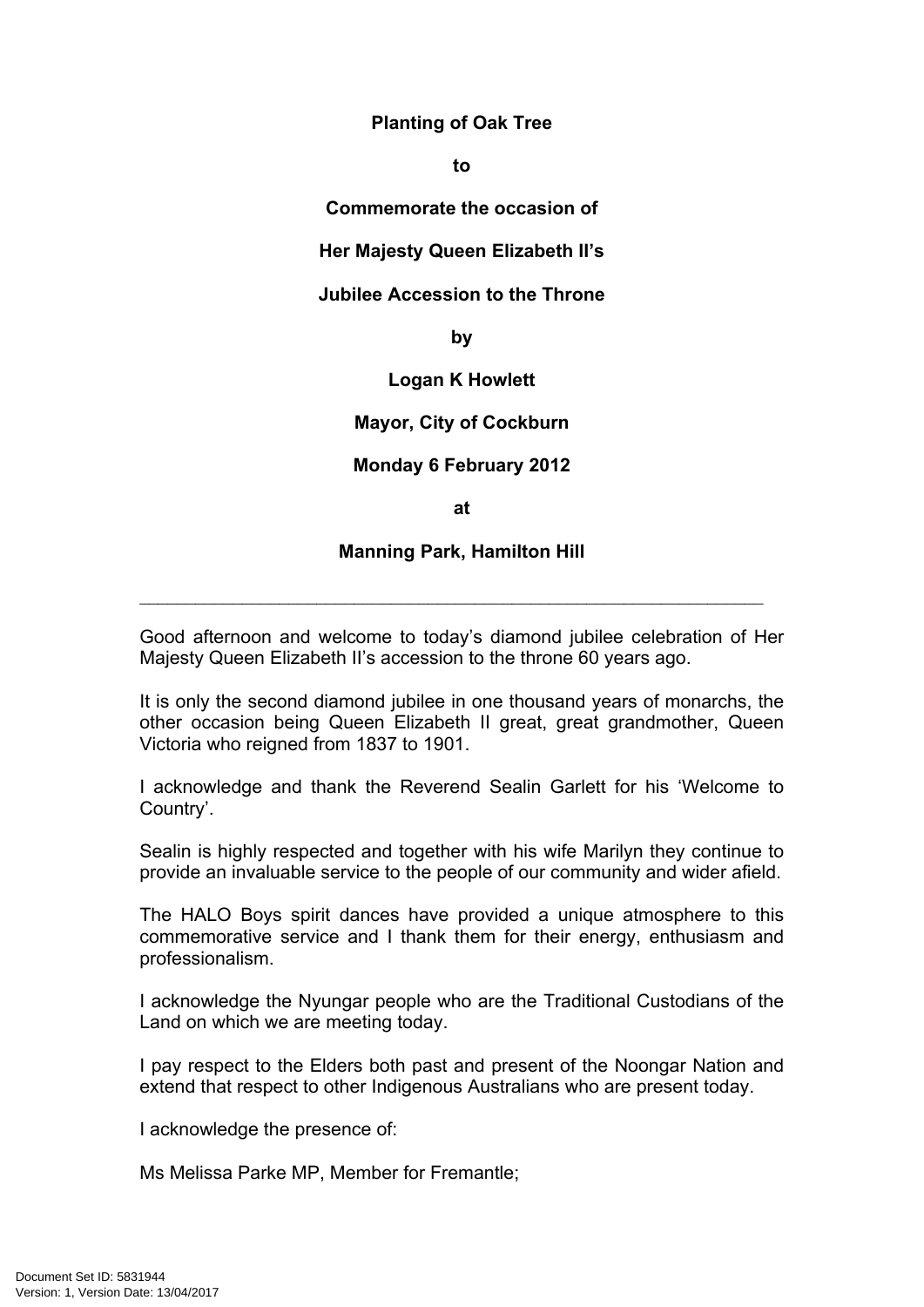**Planting of Oak Tree**

**to**

**Commemorate the occasion of**

**Her Majesty Queen Elizabeth II's**

**Jubilee Accession to the Throne**

**by**

**Logan K Howlett**

**Mayor, City of Cockburn**

**Monday 6 February 2012**

**at**

**Manning Park, Hamilton Hill**

---

Good afternoon and welcome to today's diamond jubilee celebration of Her Majesty Queen Elizabeth II's accession to the throne 60 years ago.

It is only the second diamond jubilee in one thousand years of monarchs, the other occasion being Queen Elizabeth II great, great grandmother, Queen Victoria who reigned from 1837 to 1901.

I acknowledge and thank the Reverend Sealin Garlett for his 'Welcome to Country'.

Sealin is highly respected and together with his wife Marilyn they continue to provide an invaluable service to the people of our community and wider afield.

The HALO Boys spirit dances have provided a unique atmosphere to this commemorative service and I thank them for their energy, enthusiasm and professionalism.

I acknowledge the Nyungar people who are the Traditional Custodians of the Land on which we are meeting today.

I pay respect to the Elders both past and present of the Noongar Nation and extend that respect to other Indigenous Australians who are present today.

I acknowledge the presence of:

Ms Melissa Parke MP, Member for Fremantle;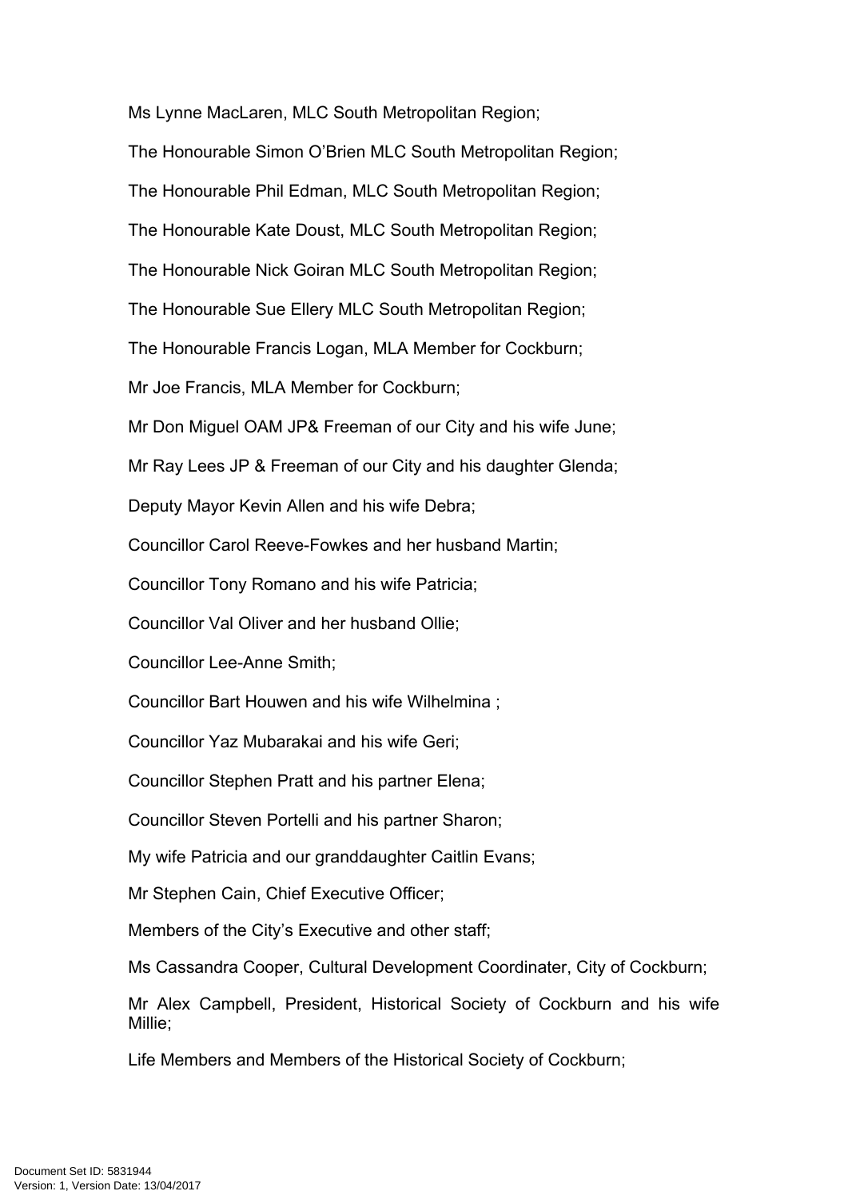Ms Lynne MacLaren, MLC South Metropolitan Region;

The Honourable Simon O'Brien MLC South Metropolitan Region;

The Honourable Phil Edman, MLC South Metropolitan Region;

The Honourable Kate Doust, MLC South Metropolitan Region;

The Honourable Nick Goiran MLC South Metropolitan Region;

The Honourable Sue Ellery MLC South Metropolitan Region;

The Honourable Francis Logan, MLA Member for Cockburn;

Mr Joe Francis, MLA Member for Cockburn;

Mr Don Miguel OAM JP& Freeman of our City and his wife June;

Mr Ray Lees JP & Freeman of our City and his daughter Glenda;

Deputy Mayor Kevin Allen and his wife Debra;

Councillor Carol Reeve-Fowkes and her husband Martin;

Councillor Tony Romano and his wife Patricia;

Councillor Val Oliver and her husband Ollie;

Councillor Lee-Anne Smith;

Councillor Bart Houwen and his wife Wilhelmina ;

Councillor Yaz Mubarakai and his wife Geri;

Councillor Stephen Pratt and his partner Elena;

Councillor Steven Portelli and his partner Sharon;

My wife Patricia and our granddaughter Caitlin Evans;

Mr Stephen Cain, Chief Executive Officer;

Members of the City's Executive and other staff;

Ms Cassandra Cooper, Cultural Development Coordinater, City of Cockburn;

Mr Alex Campbell, President, Historical Society of Cockburn and his wife Millie;

Life Members and Members of the Historical Society of Cockburn;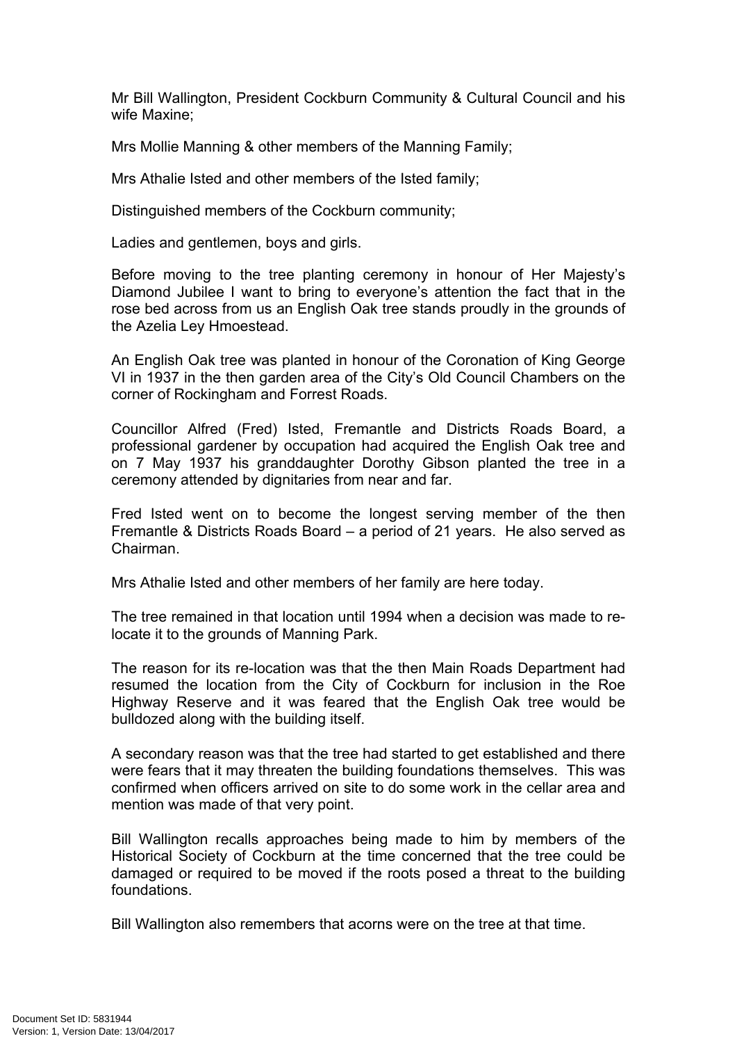Mr Bill Wallington, President Cockburn Community & Cultural Council and his wife Maxine;

Mrs Mollie Manning & other members of the Manning Family;

Mrs Athalie Isted and other members of the Isted family;

Distinguished members of the Cockburn community;

Ladies and gentlemen, boys and girls.

Before moving to the tree planting ceremony in honour of Her Majesty's Diamond Jubilee I want to bring to everyone's attention the fact that in the rose bed across from us an English Oak tree stands proudly in the grounds of the Azelia Ley Hmoestead.

An English Oak tree was planted in honour of the Coronation of King George VI in 1937 in the then garden area of the City's Old Council Chambers on the corner of Rockingham and Forrest Roads.

Councillor Alfred (Fred) Isted, Fremantle and Districts Roads Board, a professional gardener by occupation had acquired the English Oak tree and on 7 May 1937 his granddaughter Dorothy Gibson planted the tree in a ceremony attended by dignitaries from near and far.

Fred Isted went on to become the longest serving member of the then Fremantle & Districts Roads Board – a period of 21 years. He also served as Chairman.

Mrs Athalie Isted and other members of her family are here today.

The tree remained in that location until 1994 when a decision was made to re-locate it to the grounds of Manning Park.

The reason for its re-location was that the then Main Roads Department had resumed the location from the City of Cockburn for inclusion in the Roe Highway Reserve and it was feared that the English Oak tree would be bulldozed along with the building itself.

A secondary reason was that the tree had started to get established and there were fears that it may threaten the building foundations themselves. This was confirmed when officers arrived on site to do some work in the cellar area and mention was made of that very point.

Bill Wallington recalls approaches being made to him by members of the Historical Society of Cockburn at the time concerned that the tree could be damaged or required to be moved if the roots posed a threat to the building foundations.

Bill Wallington also remembers that acorns were on the tree at that time.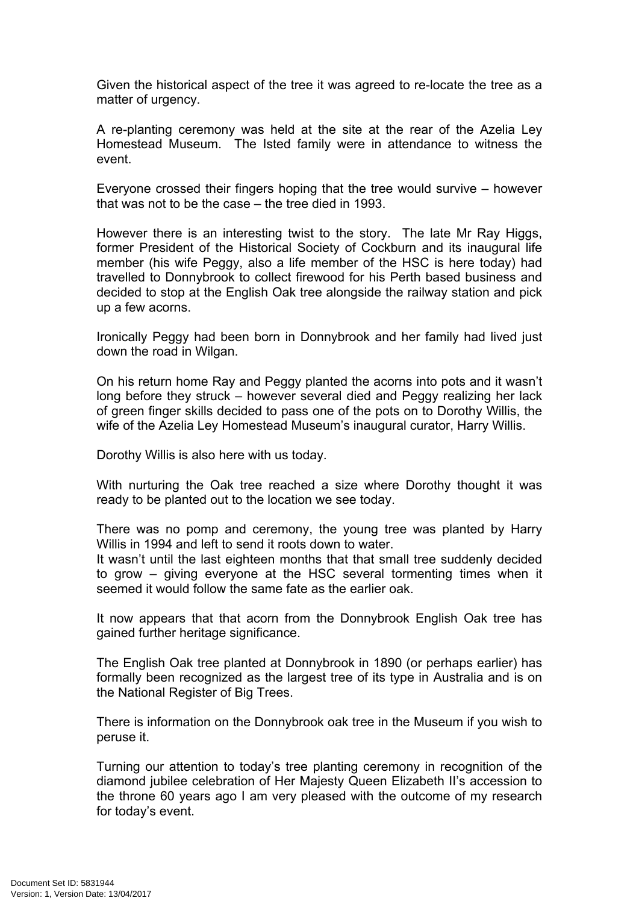Given the historical aspect of the tree it was agreed to re-locate the tree as a matter of urgency.

A re-planting ceremony was held at the site at the rear of the Azelia Ley Homestead Museum. The Isted family were in attendance to witness the event.

Everyone crossed their fingers hoping that the tree would survive – however that was not to be the case – the tree died in 1993.

However there is an interesting twist to the story. The late Mr Ray Higgs, former President of the Historical Society of Cockburn and its inaugural life member (his wife Peggy, also a life member of the HSC is here today) had travelled to Donnybrook to collect firewood for his Perth based business and decided to stop at the English Oak tree alongside the railway station and pick up a few acorns.

Ironically Peggy had been born in Donnybrook and her family had lived just down the road in Wilgan.

On his return home Ray and Peggy planted the acorns into pots and it wasn't long before they struck – however several died and Peggy realizing her lack of green finger skills decided to pass one of the pots on to Dorothy Willis, the wife of the Azelia Ley Homestead Museum's inaugural curator, Harry Willis.

Dorothy Willis is also here with us today.

With nurturing the Oak tree reached a size where Dorothy thought it was ready to be planted out to the location we see today.

There was no pomp and ceremony, the young tree was planted by Harry Willis in 1994 and left to send it roots down to water.
It wasn't until the last eighteen months that that small tree suddenly decided to grow – giving everyone at the HSC several tormenting times when it seemed it would follow the same fate as the earlier oak.

It now appears that that acorn from the Donnybrook English Oak tree has gained further heritage significance.

The English Oak tree planted at Donnybrook in 1890 (or perhaps earlier) has formally been recognized as the largest tree of its type in Australia and is on the National Register of Big Trees.

There is information on the Donnybrook oak tree in the Museum if you wish to peruse it.

Turning our attention to today's tree planting ceremony in recognition of the diamond jubilee celebration of Her Majesty Queen Elizabeth II's accession to the throne 60 years ago I am very pleased with the outcome of my research for today's event.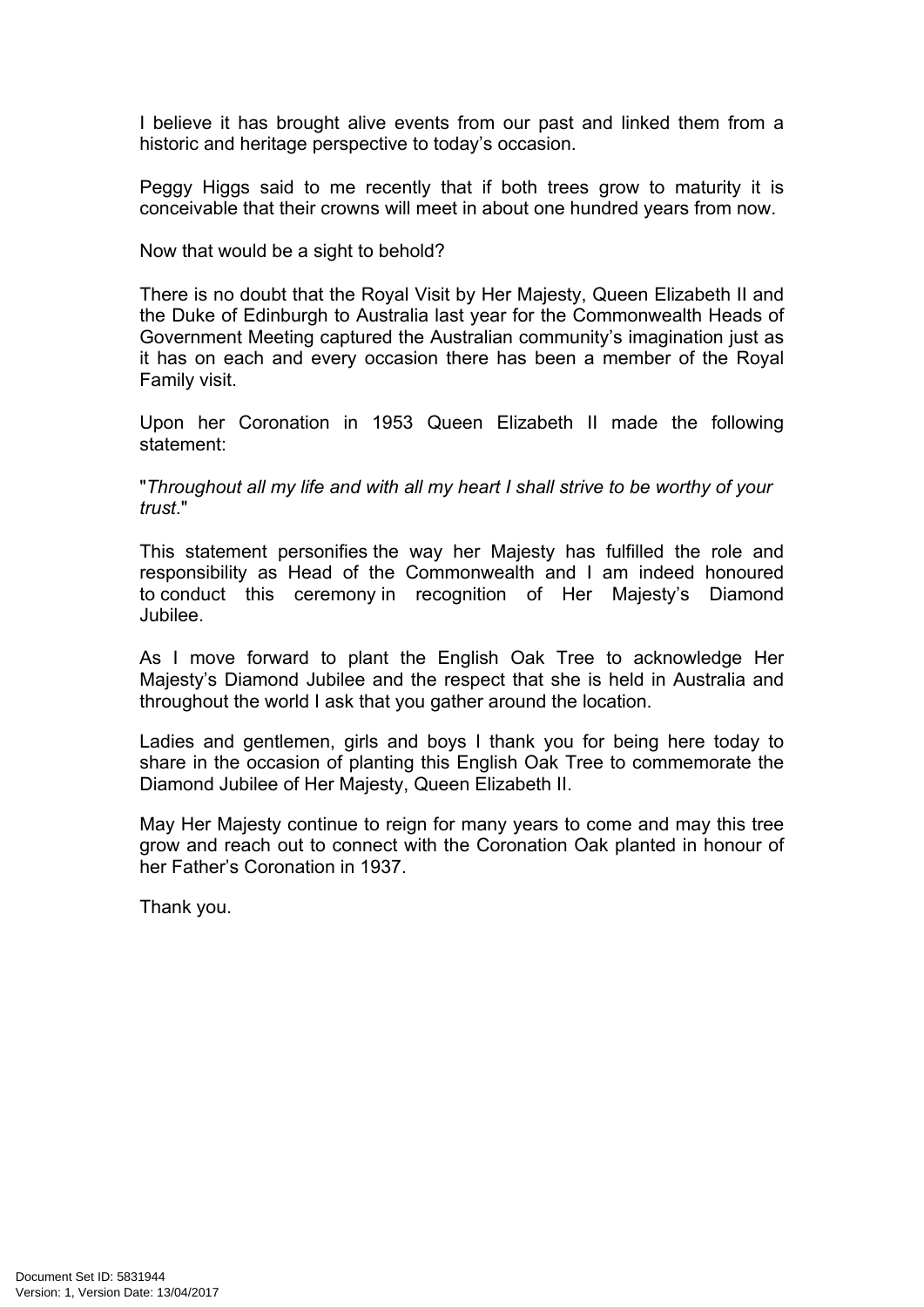I believe it has brought alive events from our past and linked them from a historic and heritage perspective to today's occasion.

Peggy Higgs said to me recently that if both trees grow to maturity it is conceivable that their crowns will meet in about one hundred years from now.

Now that would be a sight to behold?

There is no doubt that the Royal Visit by Her Majesty, Queen Elizabeth II and the Duke of Edinburgh to Australia last year for the Commonwealth Heads of Government Meeting captured the Australian community's imagination just as it has on each and every occasion there has been a member of the Royal Family visit.

Upon her Coronation in 1953 Queen Elizabeth II made the following statement:

"*Throughout all my life and with all my heart I shall strive to be worthy of your trust*."

This statement personifies the way her Majesty has fulfilled the role and responsibility as Head of the Commonwealth and I am indeed honoured to conduct this ceremony in recognition of Her Majesty's Diamond Jubilee.

As I move forward to plant the English Oak Tree to acknowledge Her Majesty's Diamond Jubilee and the respect that she is held in Australia and throughout the world I ask that you gather around the location.

Ladies and gentlemen, girls and boys I thank you for being here today to share in the occasion of planting this English Oak Tree to commemorate the Diamond Jubilee of Her Majesty, Queen Elizabeth II.

May Her Majesty continue to reign for many years to come and may this tree grow and reach out to connect with the Coronation Oak planted in honour of her Father's Coronation in 1937.

Thank you.

Document Set ID: 5831944
Version: 1, Version Date: 13/04/2017